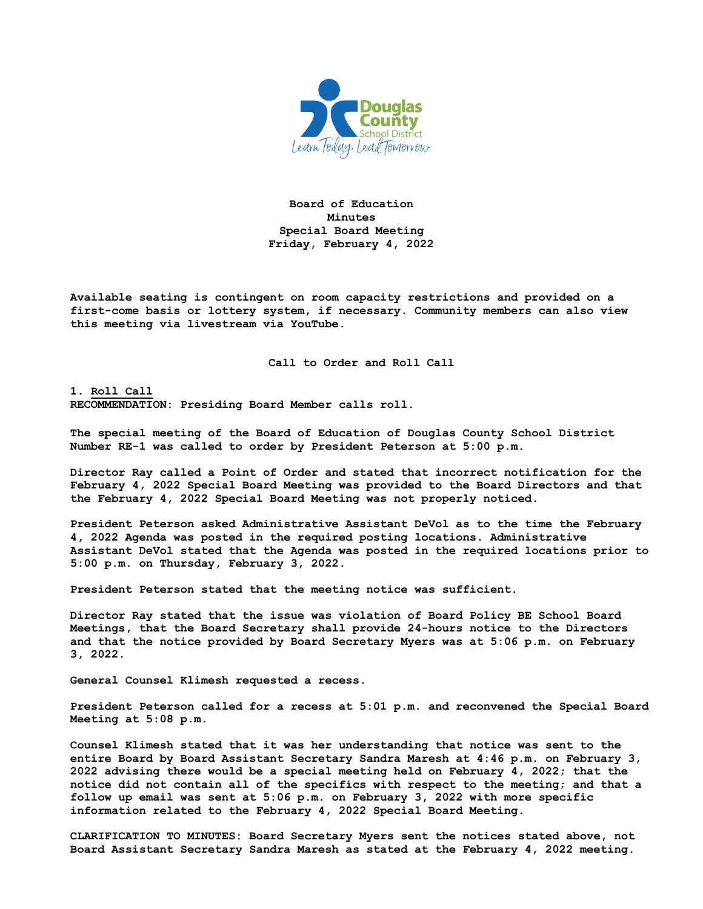**Board of Education**
**Minutes**
**Special Board Meeting**
**Friday, February 4, 2022**

**Available seating is contingent on room capacity restrictions and provided on a first-come basis or lottery system, if necessary. Community members can also view this meeting via livestream via YouTube.**

## Call to Order and Roll Call

**1. Roll Call**
**RECOMMENDATION: Presiding Board Member calls roll.**

**The special meeting of the Board of Education of Douglas County School District Number RE-1 was called to order by President Peterson at 5:00 p.m.**

**Director Ray called a Point of Order and stated that incorrect notification for the February 4, 2022 Special Board Meeting was provided to the Board Directors and that the February 4, 2022 Special Board Meeting was not properly noticed.**

**President Peterson asked Administrative Assistant DeVol as to the time the February 4, 2022 Agenda was posted in the required posting locations. Administrative Assistant DeVol stated that the Agenda was posted in the required locations prior to 5:00 p.m. on Thursday, February 3, 2022.**

**President Peterson stated that the meeting notice was sufficient.**

**Director Ray stated that the issue was violation of Board Policy BE School Board Meetings, that the Board Secretary shall provide 24-hours notice to the Directors and that the notice provided by Board Secretary Myers was at 5:06 p.m. on February 3, 2022.**

**General Counsel Klimesh requested a recess.**

**President Peterson called for a recess at 5:01 p.m. and reconvened the Special Board Meeting at 5:08 p.m.**

**Counsel Klimesh stated that it was her understanding that notice was sent to the entire Board by Board Assistant Secretary Sandra Maresh at 4:46 p.m. on February 3, 2022 advising there would be a special meeting held on February 4, 2022; that the notice did not contain all of the specifics with respect to the meeting; and that a follow up email was sent at 5:06 p.m. on February 3, 2022 with more specific information related to the February 4, 2022 Special Board Meeting.**

**CLARIFICATION TO MINUTES: Board Secretary Myers sent the notices stated above, not Board Assistant Secretary Sandra Maresh as stated at the February 4, 2022 meeting.**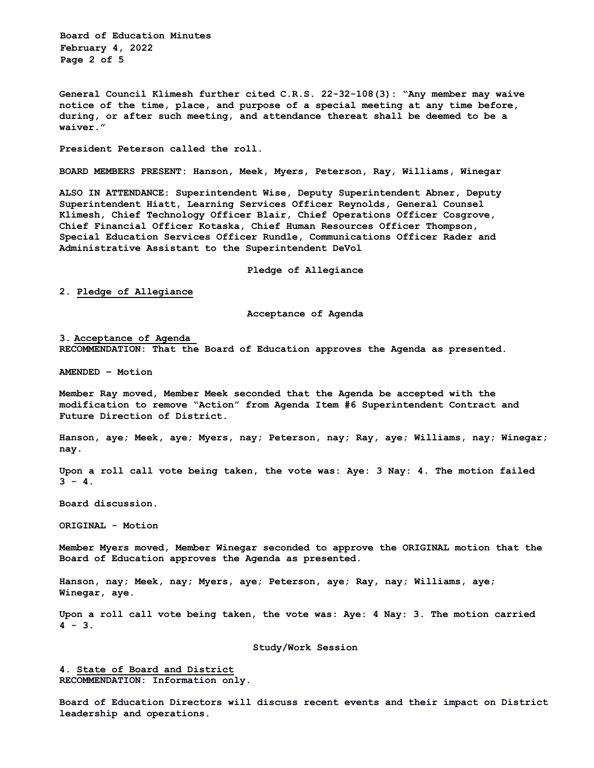General Council Klimesh further cited C.R.S. 22-32-108(3): "Any member may waive notice of the time, place, and purpose of a special meeting at any time before, during, or after such meeting, and attendance thereat shall be deemed to be a waiver."

President Peterson called the roll.

BOARD MEMBERS PRESENT: Hanson, Meek, Myers, Peterson, Ray, Williams, Winegar

ALSO IN ATTENDANCE: Superintendent Wise, Deputy Superintendent Abner, Deputy Superintendent Hiatt, Learning Services Officer Reynolds, General Counsel Klimesh, Chief Technology Officer Blair, Chief Operations Officer Cosgrove, Chief Financial Officer Kotaska, Chief Human Resources Officer Thompson, Special Education Services Officer Rundle, Communications Officer Rader and Administrative Assistant to the Superintendent DeVol

## Pledge of Allegiance

2. Pledge of Allegiance

## Acceptance of Agenda

3. Acceptance of Agenda

RECOMMENDATION: That the Board of Education approves the Agenda as presented.

AMENDED – Motion

Member Ray moved, Member Meek seconded that the Agenda be accepted with the modification to remove "Action" from Agenda Item #6 Superintendent Contract and Future Direction of District.

Hanson, aye; Meek, aye; Myers, nay; Peterson, nay; Ray, aye; Williams, nay; Winegar; nay.

Upon a roll call vote being taken, the vote was: Aye: 3 Nay: 4. The motion failed 3 - 4.

Board discussion.

ORIGINAL - Motion

Member Myers moved, Member Winegar seconded to approve the ORIGINAL motion that the Board of Education approves the Agenda as presented.

Hanson, nay; Meek, nay; Myers, aye; Peterson, aye; Ray, nay; Williams, aye; Winegar, aye.

Upon a roll call vote being taken, the vote was: Aye: 4 Nay: 3. The motion carried 4 - 3.

## Study/Work Session

4. State of Board and District

RECOMMENDATION: Information only.

Board of Education Directors will discuss recent events and their impact on District leadership and operations.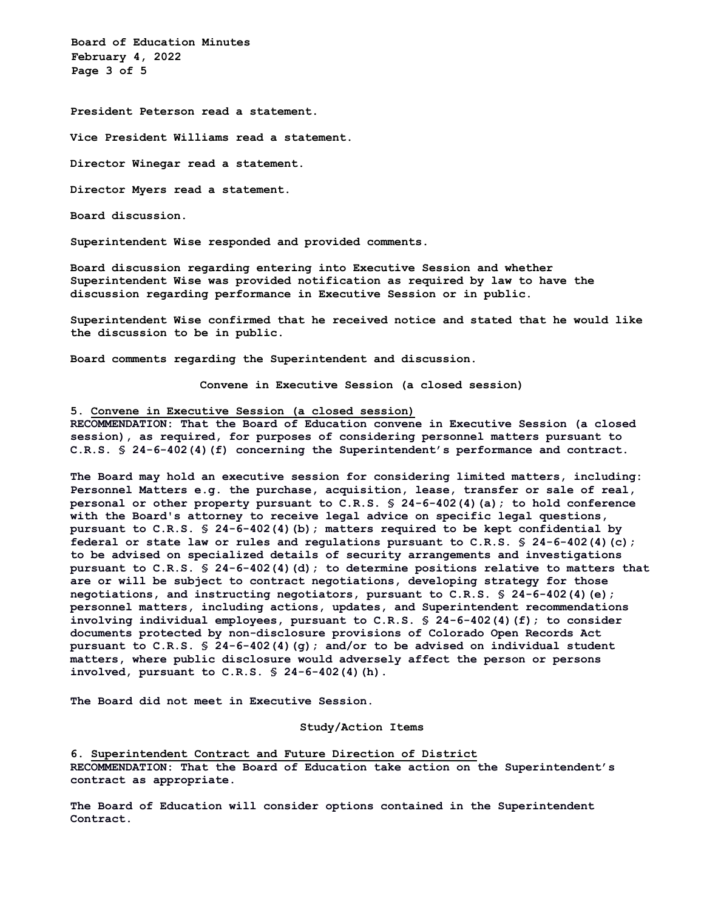President Peterson read a statement.

Vice President Williams read a statement.

Director Winegar read a statement.

Director Myers read a statement.

Board discussion.

Superintendent Wise responded and provided comments.

Board discussion regarding entering into Executive Session and whether Superintendent Wise was provided notification as required by law to have the discussion regarding performance in Executive Session or in public.

Superintendent Wise confirmed that he received notice and stated that he would like the discussion to be in public.

Board comments regarding the Superintendent and discussion.

## Convene in Executive Session (a closed session)

5. Convene in Executive Session (a closed session)
RECOMMENDATION: That the Board of Education convene in Executive Session (a closed session), as required, for purposes of considering personnel matters pursuant to C.R.S. § 24-6-402(4)(f) concerning the Superintendent's performance and contract.

The Board may hold an executive session for considering limited matters, including: Personnel Matters e.g. the purchase, acquisition, lease, transfer or sale of real, personal or other property pursuant to C.R.S. § 24-6-402(4)(a); to hold conference with the Board's attorney to receive legal advice on specific legal questions, pursuant to C.R.S. § 24-6-402(4)(b); matters required to be kept confidential by federal or state law or rules and regulations pursuant to C.R.S. § 24-6-402(4)(c); to be advised on specialized details of security arrangements and investigations pursuant to C.R.S. § 24-6-402(4)(d); to determine positions relative to matters that are or will be subject to contract negotiations, developing strategy for those negotiations, and instructing negotiators, pursuant to C.R.S. § 24-6-402(4)(e); personnel matters, including actions, updates, and Superintendent recommendations involving individual employees, pursuant to C.R.S. § 24-6-402(4)(f); to consider documents protected by non-disclosure provisions of Colorado Open Records Act pursuant to C.R.S. § 24-6-402(4)(g); and/or to be advised on individual student matters, where public disclosure would adversely affect the person or persons involved, pursuant to C.R.S. § 24-6-402(4)(h).

The Board did not meet in Executive Session.

## Study/Action Items

6. Superintendent Contract and Future Direction of District
RECOMMENDATION: That the Board of Education take action on the Superintendent's contract as appropriate.

The Board of Education will consider options contained in the Superintendent Contract.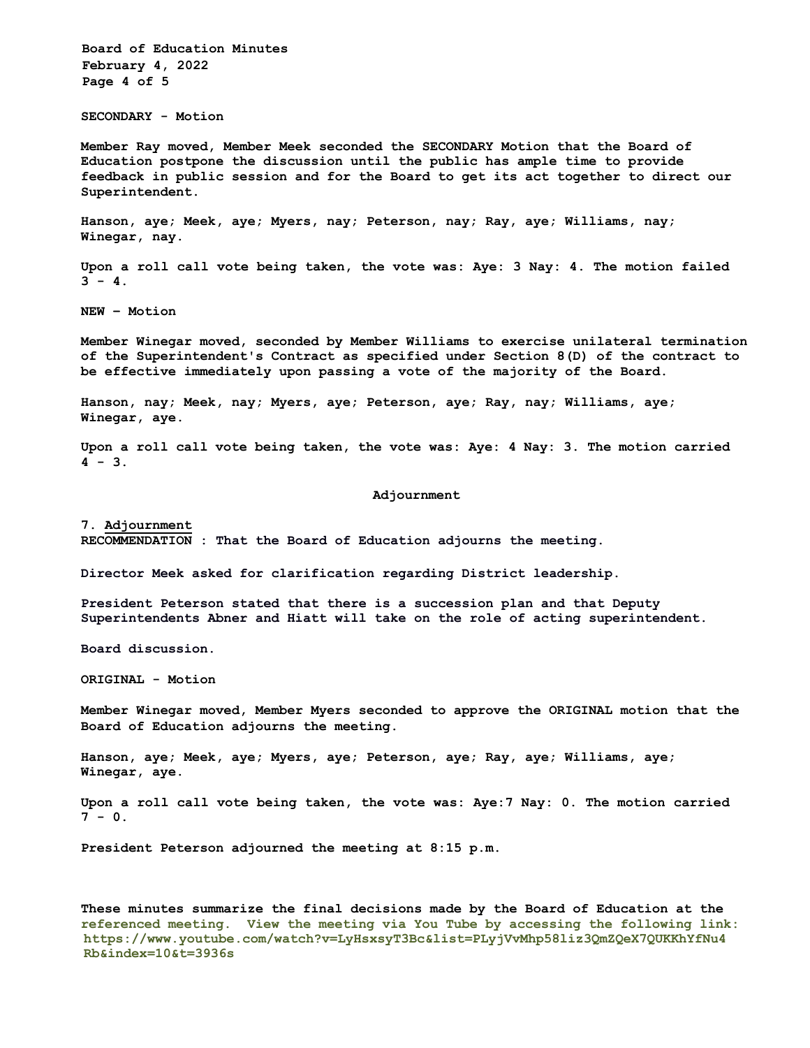**SECONDARY - Motion**

**Member Ray moved, Member Meek seconded the SECONDARY Motion that the Board of Education postpone the discussion until the public has ample time to provide feedback in public session and for the Board to get its act together to direct our Superintendent.**

**Hanson, aye; Meek, aye; Myers, nay; Peterson, nay; Ray, aye; Williams, nay; Winegar, nay.**

**Upon a roll call vote being taken, the vote was: Aye: 3 Nay: 4. The motion failed 3 - 4.**

**NEW – Motion**

**Member Winegar moved, seconded by Member Williams to exercise unilateral termination of the Superintendent's Contract as specified under Section 8(D) of the contract to be effective immediately upon passing a vote of the majority of the Board.**

**Hanson, nay; Meek, nay; Myers, aye; Peterson, aye; Ray, nay; Williams, aye; Winegar, aye.**

**Upon a roll call vote being taken, the vote was: Aye: 4 Nay: 3. The motion carried 4 - 3.**

## Adjournment

**7. Adjournment**
**RECOMMENDATION : That the Board of Education adjourns the meeting.**

**Director Meek asked for clarification regarding District leadership.**

**President Peterson stated that there is a succession plan and that Deputy Superintendents Abner and Hiatt will take on the role of acting superintendent.**

**Board discussion.**

**ORIGINAL - Motion**

**Member Winegar moved, Member Myers seconded to approve the ORIGINAL motion that the Board of Education adjourns the meeting.**

**Hanson, aye; Meek, aye; Myers, aye; Peterson, aye; Ray, aye; Williams, aye; Winegar, aye.**

**Upon a roll call vote being taken, the vote was: Aye:7 Nay: 0. The motion carried 7 - 0.**

**President Peterson adjourned the meeting at 8:15 p.m.**

**These minutes summarize the final decisions made by the Board of Education at the referenced meeting. View the meeting via You Tube by accessing the following link: https://www.youtube.com/watch?v=LyHsxsyT3Bc&list=PLyjVvMhp58liz3QmZQeX7QUKKhYfNu4Rb&index=10&t=3936s**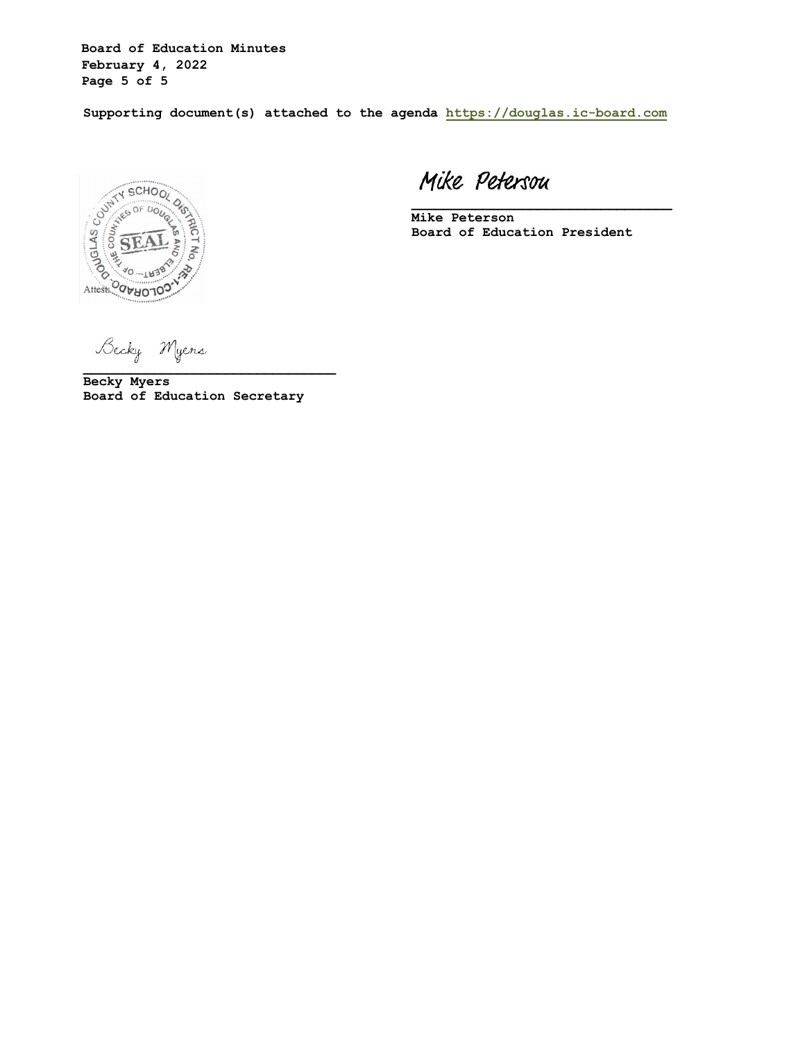Supporting document(s) attached to the agenda https://douglas.ic-board.com

Mike Peterson

**Mike Peterson**
**Board of Education President**

DOUGLAS COUNTY SCHOOL DISTRICT NO. RE-1 OF THE COUNTIES OF DOUGLAS AND ELBERT - COLORADO - SEAL

Attest:

Becky Myers

**Becky Myers**
**Board of Education Secretary**